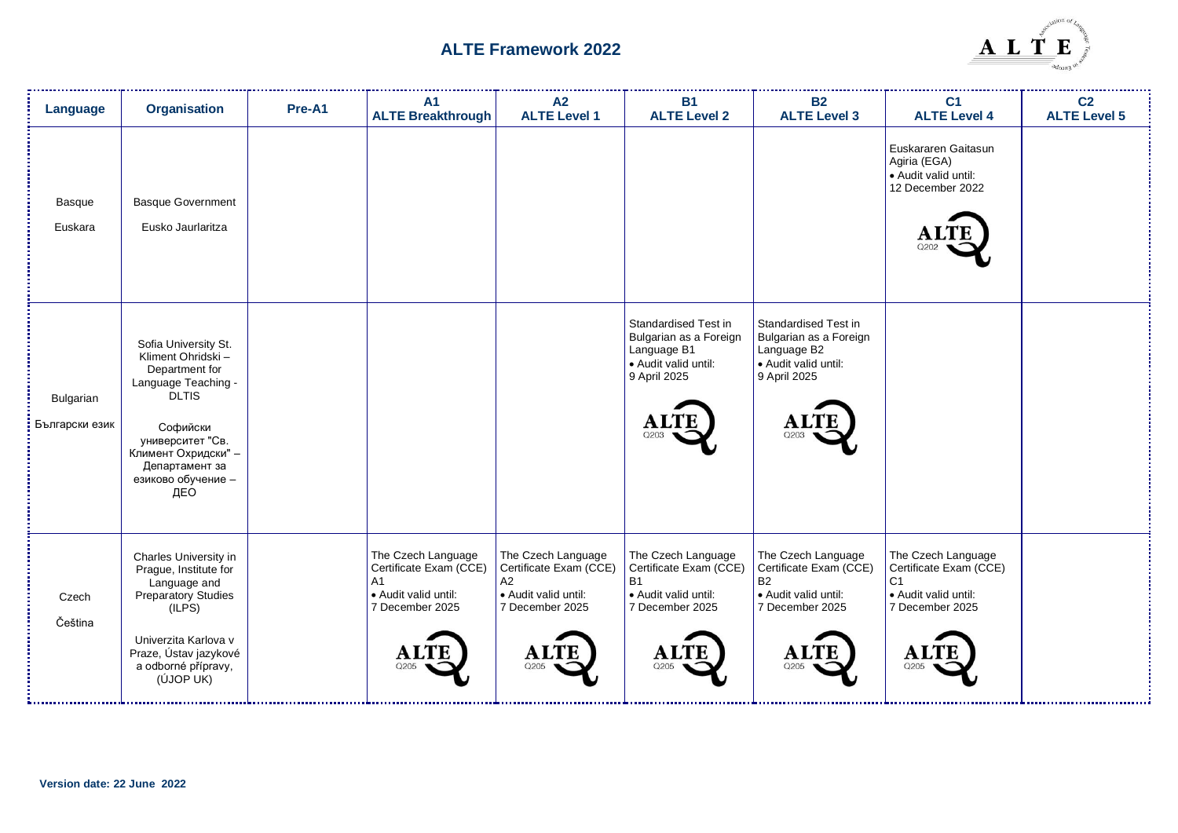# ALTE Framework 2022

| Language | Organisation | Pre-A1 | A1 ALTE Breakthrough | A2 ALTE Level 1 | B1 ALTE Level 2 | B2 ALTE Level 3 | C1 ALTE Level 4 | C2 ALTE Level 5 |
|---|---|---|---|---|---|---|---|---|
| Basque Euskara | Basque Government Eusko Jaurlaritza | | | | | | Euskararen Gaitasun Agiria (EGA) • Audit valid until: 12 December 2022 ALTE Q202 | |
| Bulgarian Български език | Sofia University St. Kliment Ohridski – Department for Language Teaching - DLTIS Софийски университет "Св. Климент Охридски" – Департамент за езиково обучение – ДЕО | | | | Standardised Test in Bulgarian as a Foreign Language B1 • Audit valid until: 9 April 2025 ALTE Q203 | Standardised Test in Bulgarian as a Foreign Language B2 • Audit valid until: 9 April 2025 ALTE Q203 | | |
| Czech Čeština | Charles University in Prague, Institute for Language and Preparatory Studies (ILPS) Univerzita Karlova v Praze, Ústav jazykové a odborné přípravy, (ÚJOP UK) | | The Czech Language Certificate Exam (CCE) A1 • Audit valid until: 7 December 2025 ALTE Q205 | The Czech Language Certificate Exam (CCE) A2 • Audit valid until: 7 December 2025 ALTE Q205 | The Czech Language Certificate Exam (CCE) B1 • Audit valid until: 7 December 2025 ALTE Q205 | The Czech Language Certificate Exam (CCE) B2 • Audit valid until: 7 December 2025 ALTE Q205 | The Czech Language Certificate Exam (CCE) C1 • Audit valid until: 7 December 2025 ALTE Q205 | |

**Version date: 22 June 2022**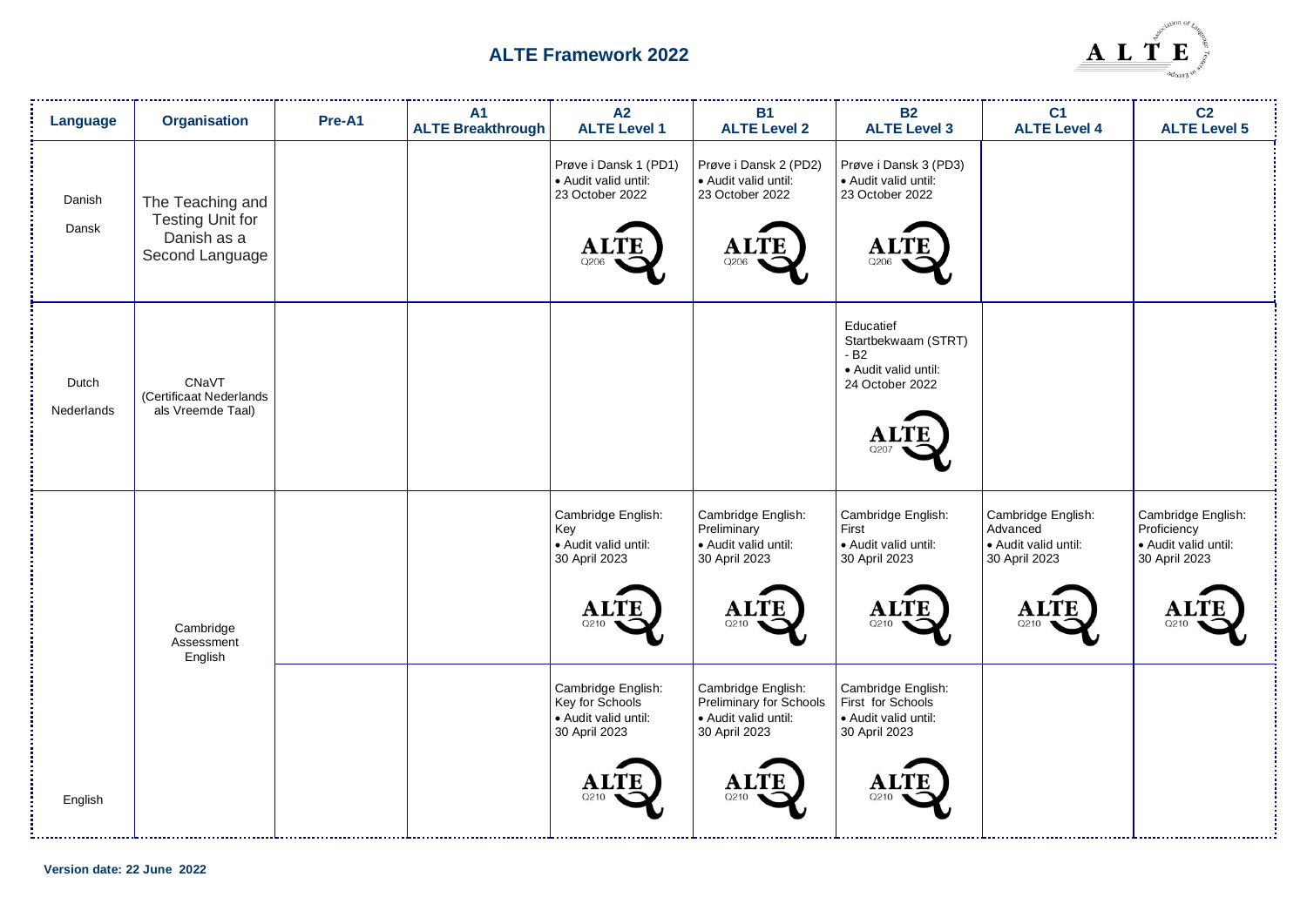## ALTE Framework 2022

| Language | Organisation | Pre-A1 | A1 ALTE Breakthrough | A2 ALTE Level 1 | B1 ALTE Level 2 | B2 ALTE Level 3 | C1 ALTE Level 4 | C2 ALTE Level 5 |
|---|---|---|---|---|---|---|---|---|
| Danish Dansk | The Teaching and Testing Unit for Danish as a Second Language | | | Prøve i Dansk 1 (PD1) • Audit valid until: 23 October 2022 ALTE Q206 | Prøve i Dansk 2 (PD2) • Audit valid until: 23 October 2022 ALTE Q206 | Prøve i Dansk 3 (PD3) • Audit valid until: 23 October 2022 ALTE Q206 | | |
| Dutch Nederlands | CNaVT (Certificaat Nederlands als Vreemde Taal) | | | | | Educatief Startbekwaam (STRT) - B2 • Audit valid until: 24 October 2022 ALTE Q207 | | |
| English | Cambridge Assessment English | | | Cambridge English: Key • Audit valid until: 30 April 2023 ALTE Q210 | Cambridge English: Preliminary • Audit valid until: 30 April 2023 ALTE Q210 | Cambridge English: First • Audit valid until: 30 April 2023 ALTE Q210 | Cambridge English: Advanced • Audit valid until: 30 April 2023 ALTE Q210 | Cambridge English: Proficiency • Audit valid until: 30 April 2023 ALTE Q210 |
| | | | | Cambridge English: Key for Schools • Audit valid until: 30 April 2023 ALTE Q210 | Cambridge English: Preliminary for Schools • Audit valid until: 30 April 2023 ALTE Q210 | Cambridge English: First for Schools • Audit valid until: 30 April 2023 ALTE Q210 | | |

**Version date: 22 June 2022**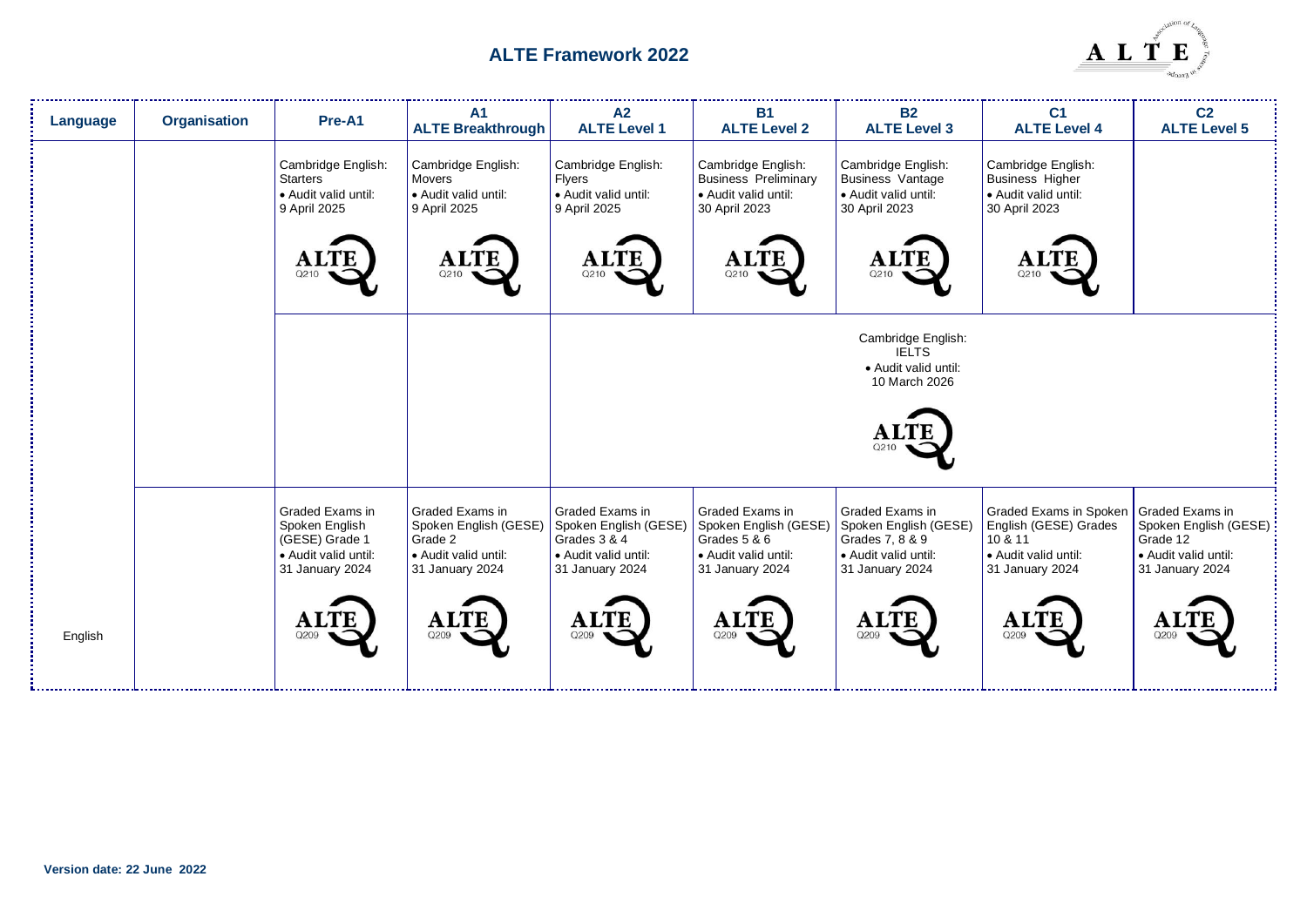# ALTE Framework 2022

| Language | Organisation | Pre-A1 | A1 ALTE Breakthrough | A2 ALTE Level 1 | B1 ALTE Level 2 | B2 ALTE Level 3 | C1 ALTE Level 4 | C2 ALTE Level 5 |
|---|---|---|---|---|---|---|---|---|
| | | Cambridge English: Starters • Audit valid until: 9 April 2025 ALTE Q210 | Cambridge English: Movers • Audit valid until: 9 April 2025 ALTE Q210 | Cambridge English: Flyers • Audit valid until: 9 April 2025 ALTE Q210 | Cambridge English: Business Preliminary • Audit valid until: 30 April 2023 ALTE Q210 | Cambridge English: Business Vantage • Audit valid until: 30 April 2023 ALTE Q210 | Cambridge English: Business Higher • Audit valid until: 30 April 2023 ALTE Q210 | |
| | | | | Cambridge English: IELTS • Audit valid until: 10 March 2026 ALTE Q210 | | | | |
| English | | Graded Exams in Spoken English (GESE) Grade 1 • Audit valid until: 31 January 2024 ALTE Q209 | Graded Exams in Spoken English (GESE) Grade 2 • Audit valid until: 31 January 2024 ALTE Q209 | Graded Exams in Spoken English (GESE) Grades 3 & 4 • Audit valid until: 31 January 2024 ALTE Q209 | Graded Exams in Spoken English (GESE) Grades 5 & 6 • Audit valid until: 31 January 2024 ALTE Q209 | Graded Exams in Spoken English (GESE) Grades 7, 8 & 9 • Audit valid until: 31 January 2024 ALTE Q209 | Graded Exams in Spoken English (GESE) Grades 10 & 11 • Audit valid until: 31 January 2024 ALTE Q209 | Graded Exams in Spoken English (GESE) Grade 12 • Audit valid until: 31 January 2024 ALTE Q209 |

**Version date: 22 June 2022**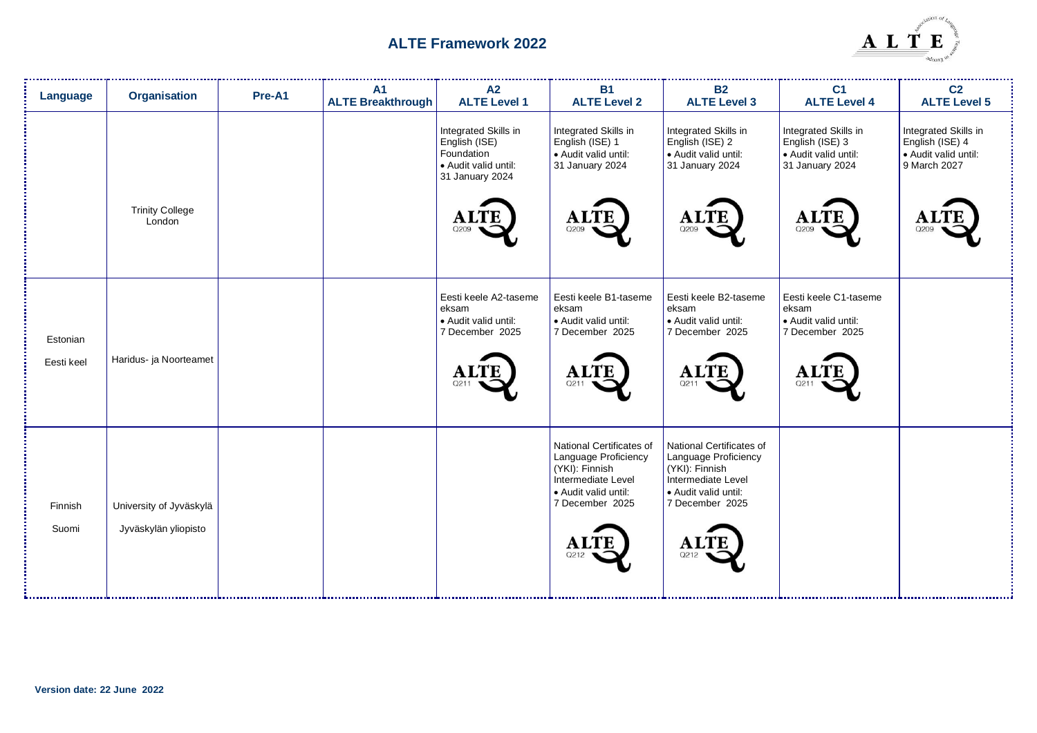# ALTE Framework 2022

| Language | Organisation | Pre-A1 | A1 ALTE Breakthrough | A2 ALTE Level 1 | B1 ALTE Level 2 | B2 ALTE Level 3 | C1 ALTE Level 4 | C2 ALTE Level 5 |
|---|---|---|---|---|---|---|---|---|
| | Trinity College London | | | Integrated Skills in English (ISE) Foundation • Audit valid until: 31 January 2024 ALTE Q209 | Integrated Skills in English (ISE) 1 • Audit valid until: 31 January 2024 ALTE Q209 | Integrated Skills in English (ISE) 2 • Audit valid until: 31 January 2024 ALTE Q209 | Integrated Skills in English (ISE) 3 • Audit valid until: 31 January 2024 ALTE Q209 | Integrated Skills in English (ISE) 4 • Audit valid until: 9 March 2027 ALTE Q209 |
| Estonian Eesti keel | Haridus- ja Noorteamet | | | Eesti keele A2-taseme eksam • Audit valid until: 7 December 2025 ALTE Q211 | Eesti keele B1-taseme eksam • Audit valid until: 7 December 2025 ALTE Q211 | Eesti keele B2-taseme eksam • Audit valid until: 7 December 2025 ALTE Q211 | Eesti keele C1-taseme eksam • Audit valid until: 7 December 2025 ALTE Q211 | |
| Finnish Suomi | University of Jyväskylä Jyväskylän yliopisto | | | | National Certificates of Language Proficiency (YKI): Finnish Intermediate Level • Audit valid until: 7 December 2025 ALTE Q212 | National Certificates of Language Proficiency (YKI): Finnish Intermediate Level • Audit valid until: 7 December 2025 ALTE Q212 | | |

**Version date: 22 June 2022**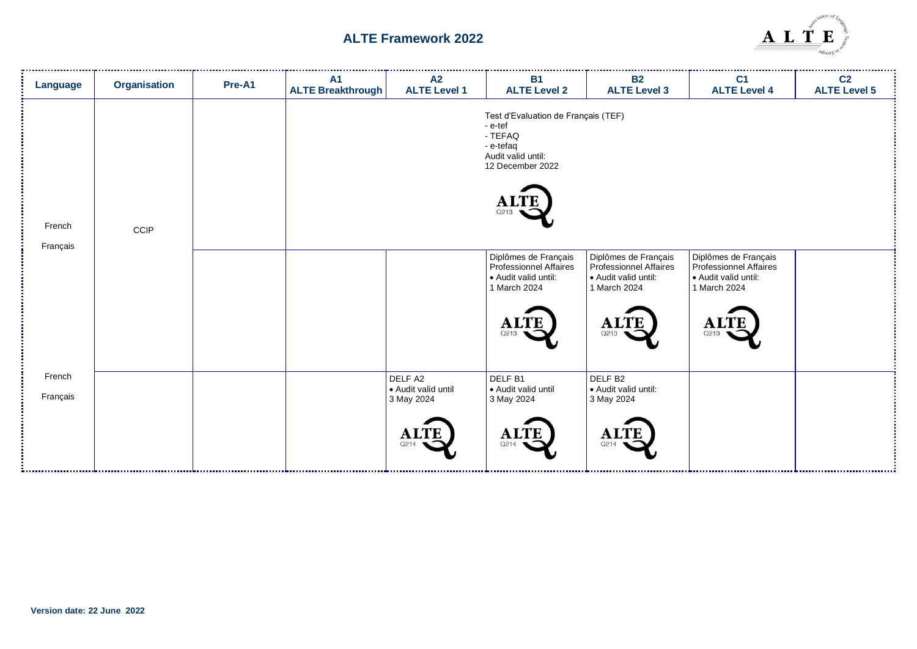# ALTE Framework 2022

| Language | Organisation | Pre-A1 | A1 ALTE Breakthrough | A2 ALTE Level 1 | B1 ALTE Level 2 | B2 ALTE Level 3 | C1 ALTE Level 4 | C2 ALTE Level 5 |
|---|---|---|---|---|---|---|---|---|
| French Français | CCIP | | Test d'Evaluation de Français (TEF) - e-tef - TEFAQ - e-tefaq Audit valid until: 12 December 2022 ALTE Q213 | | | | | |
| | | | | | Diplômes de Français Professionnel Affaires • Audit valid until: 1 March 2024 ALTE Q213 | Diplômes de Français Professionnel Affaires • Audit valid until: 1 March 2024 ALTE Q213 | Diplômes de Français Professionnel Affaires • Audit valid until: 1 March 2024 ALTE Q213 | |
| French Français | | | | DELF A2 • Audit valid until 3 May 2024 ALTE Q214 | DELF B1 • Audit valid until 3 May 2024 ALTE Q214 | DELF B2 • Audit valid until: 3 May 2024 ALTE Q214 | | |

**Version date: 22 June 2022**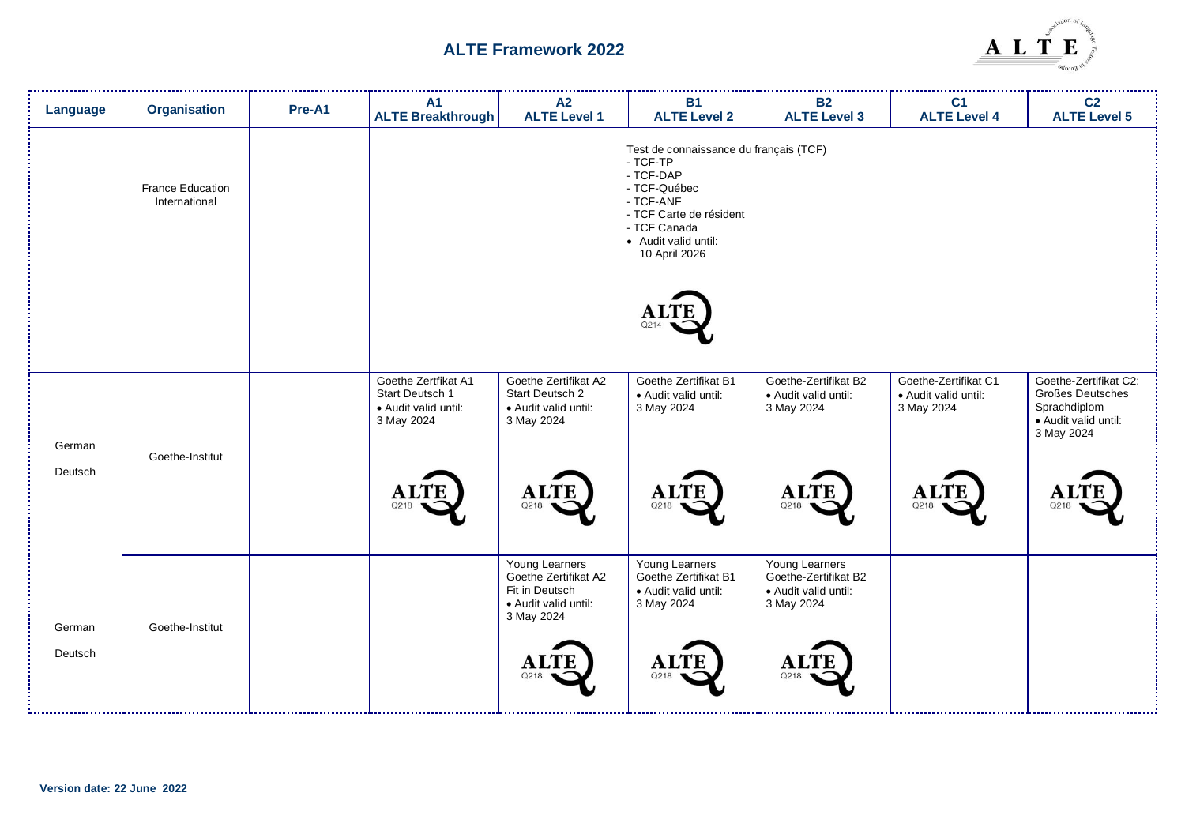## ALTE Framework 2022

| Language | Organisation | Pre-A1 | A1 ALTE Breakthrough | A2 ALTE Level 1 | B1 ALTE Level 2 | B2 ALTE Level 3 | C1 ALTE Level 4 | C2 ALTE Level 5 |
|---|---|---|---|---|---|---|---|---|
| | France Education International | | Test de connaissance du français (TCF) - TCF-TP - TCF-DAP - TCF-Québec - TCF-ANF - TCF Carte de résident - TCF Canada • Audit valid until: 10 April 2026 ALTE Q214 | | | | | |
| German Deutsch | Goethe-Institut | | Goethe Zertfikat A1 Start Deutsch 1 • Audit valid until: 3 May 2024 ALTE Q218 | Goethe Zertifikat A2 Start Deutsch 2 • Audit valid until: 3 May 2024 ALTE Q218 | Goethe Zertifikat B1 • Audit valid until: 3 May 2024 ALTE Q218 | Goethe-Zertifikat B2 • Audit valid until: 3 May 2024 ALTE Q218 | Goethe-Zertifikat C1 • Audit valid until: 3 May 2024 ALTE Q218 | Goethe-Zertifikat C2: Großes Deutsches Sprachdiplom • Audit valid until: 3 May 2024 ALTE Q218 |
| German Deutsch | Goethe-Institut | | | Young Learners Goethe Zertifikat A2 Fit in Deutsch • Audit valid until: 3 May 2024 ALTE Q218 | Young Learners Goethe Zertifikat B1 • Audit valid until: 3 May 2024 ALTE Q218 | Young Learners Goethe-Zertifikat B2 • Audit valid until: 3 May 2024 ALTE Q218 | | |

**Version date: 22 June 2022**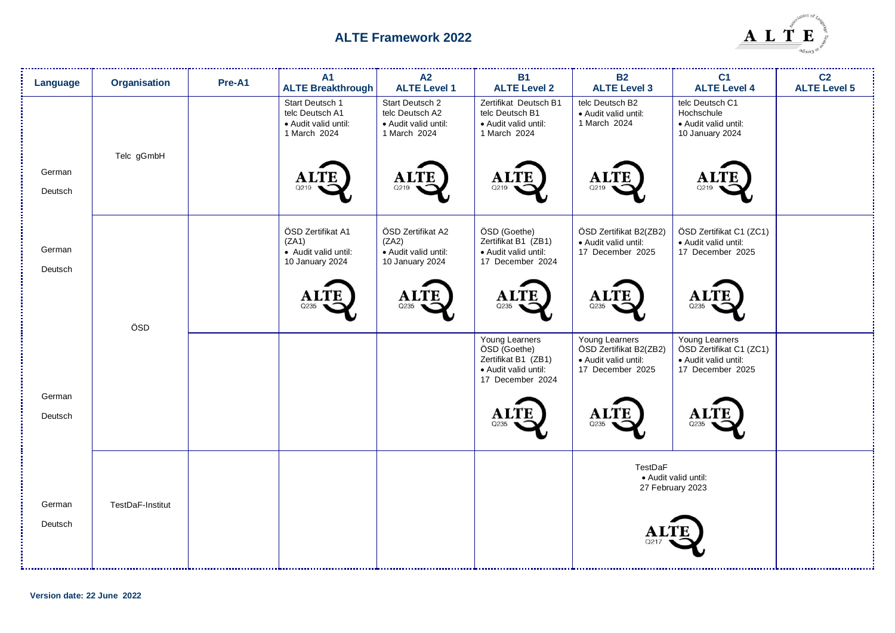# ALTE Framework 2022

| Language | Organisation | Pre-A1 | A1 ALTE Breakthrough | A2 ALTE Level 1 | B1 ALTE Level 2 | B2 ALTE Level 3 | C1 ALTE Level 4 | C2 ALTE Level 5 |
|---|---|---|---|---|---|---|---|---|
| German Deutsch | Telc gGmbH | | Start Deutsch 1 telc Deutsch A1 • Audit valid until: 1 March 2024 ALTE Q219 | Start Deutsch 2 telc Deutsch A2 • Audit valid until: 1 March 2024 ALTE Q219 | Zertifikat Deutsch B1 telc Deutsch B1 • Audit valid until: 1 March 2024 ALTE Q219 | telc Deutsch B2 • Audit valid until: 1 March 2024 ALTE Q219 | telc Deutsch C1 Hochschule • Audit valid until: 10 January 2024 ALTE Q219 | |
| German Deutsch | ÖSD | | ÖSD Zertifikat A1 (ZA1) • Audit valid until: 10 January 2024 ALTE Q235 | ÖSD Zertifikat A2 (ZA2) • Audit valid until: 10 January 2024 ALTE Q235 | ÖSD (Goethe) Zertifikat B1 (ZB1) • Audit valid until: 17 December 2024 ALTE Q235 | ÖSD Zertifikat B2(ZB2) • Audit valid until: 17 December 2025 ALTE Q235 | ÖSD Zertifikat C1 (ZC1) • Audit valid until: 17 December 2025 ALTE Q235 | |
| German Deutsch | ÖSD | | | | Young Learners ÖSD (Goethe) Zertifikat B1 (ZB1) • Audit valid until: 17 December 2024 ALTE Q235 | Young Learners ÖSD Zertifikat B2(ZB2) • Audit valid until: 17 December 2025 ALTE Q235 | Young Learners ÖSD Zertifikat C1 (ZC1) • Audit valid until: 17 December 2025 ALTE Q235 | |
| German Deutsch | TestDaF-Institut | | | | | TestDaF • Audit valid until: 27 February 2023 ALTE Q217 | | |

Version date: 22 June 2022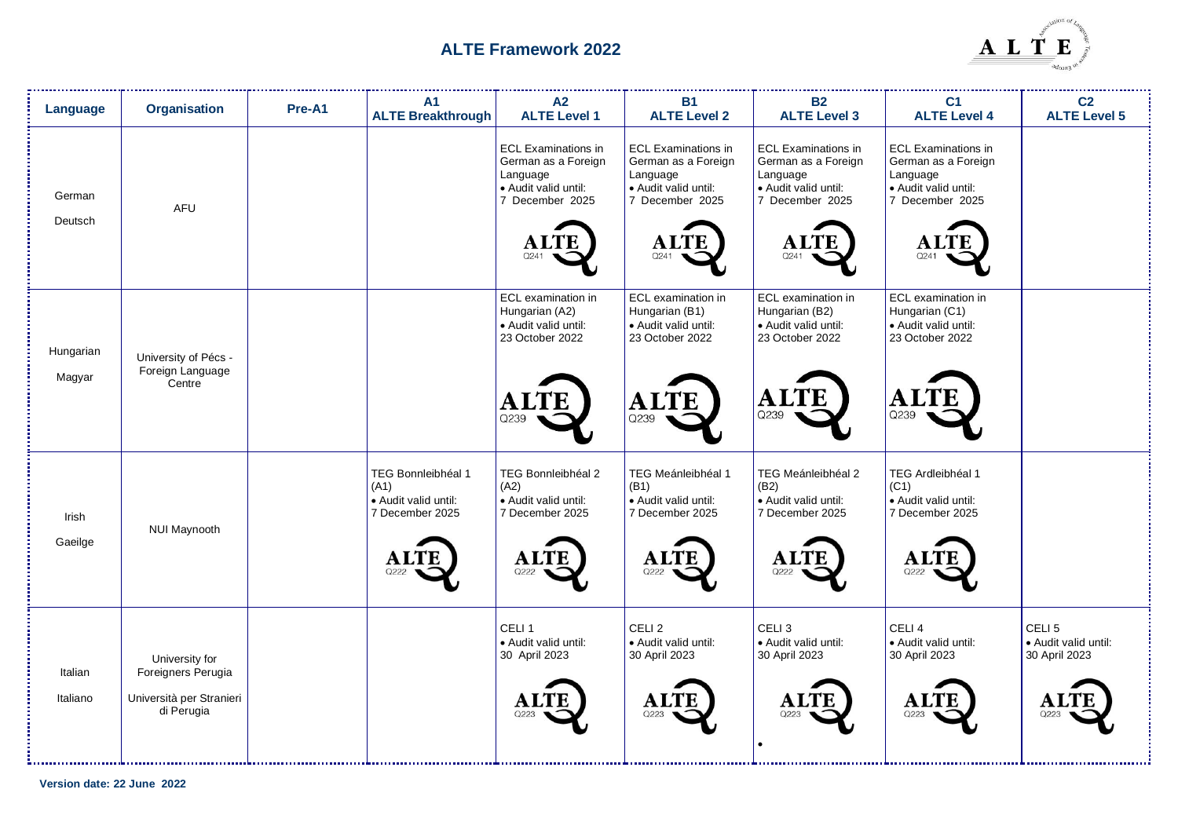# ALTE Framework 2022

| Language | Organisation | Pre-A1 | A1 ALTE Breakthrough | A2 ALTE Level 1 | B1 ALTE Level 2 | B2 ALTE Level 3 | C1 ALTE Level 4 | C2 ALTE Level 5 |
|---|---|---|---|---|---|---|---|---|
| German Deutsch | AFU | | | ECL Examinations in German as a Foreign Language • Audit valid until: 7 December 2025 ALTE Q241 | ECL Examinations in German as a Foreign Language • Audit valid until: 7 December 2025 ALTE Q241 | ECL Examinations in German as a Foreign Language • Audit valid until: 7 December 2025 ALTE Q241 | ECL Examinations in German as a Foreign Language • Audit valid until: 7 December 2025 ALTE Q241 | |
| Hungarian Magyar | University of Pécs - Foreign Language Centre | | | ECL examination in Hungarian (A2) • Audit valid until: 23 October 2022 ALTE Q239 | ECL examination in Hungarian (B1) • Audit valid until: 23 October 2022 ALTE Q239 | ECL examination in Hungarian (B2) • Audit valid until: 23 October 2022 ALTE Q239 | ECL examination in Hungarian (C1) • Audit valid until: 23 October 2022 ALTE Q239 | |
| Irish Gaeilge | NUI Maynooth | | TEG Bonnleibhéal 1 (A1) • Audit valid until: 7 December 2025 ALTE Q222 | TEG Bonnleibhéal 2 (A2) • Audit valid until: 7 December 2025 ALTE Q222 | TEG Meánleibhéal 1 (B1) • Audit valid until: 7 December 2025 ALTE Q222 | TEG Meánleibhéal 2 (B2) • Audit valid until: 7 December 2025 ALTE Q222 | TEG Ardleibhéal 1 (C1) • Audit valid until: 7 December 2025 ALTE Q222 | |
| Italian Italiano | University for Foreigners Perugia Università per Stranieri di Perugia | | | CELI 1 • Audit valid until: 30 April 2023 ALTE Q223 | CELI 2 • Audit valid until: 30 April 2023 ALTE Q223 | CELI 3 • Audit valid until: 30 April 2023 ALTE Q223 | CELI 4 • Audit valid until: 30 April 2023 ALTE Q223 | CELI 5 • Audit valid until: 30 April 2023 ALTE Q223 |

**Version date: 22 June 2022**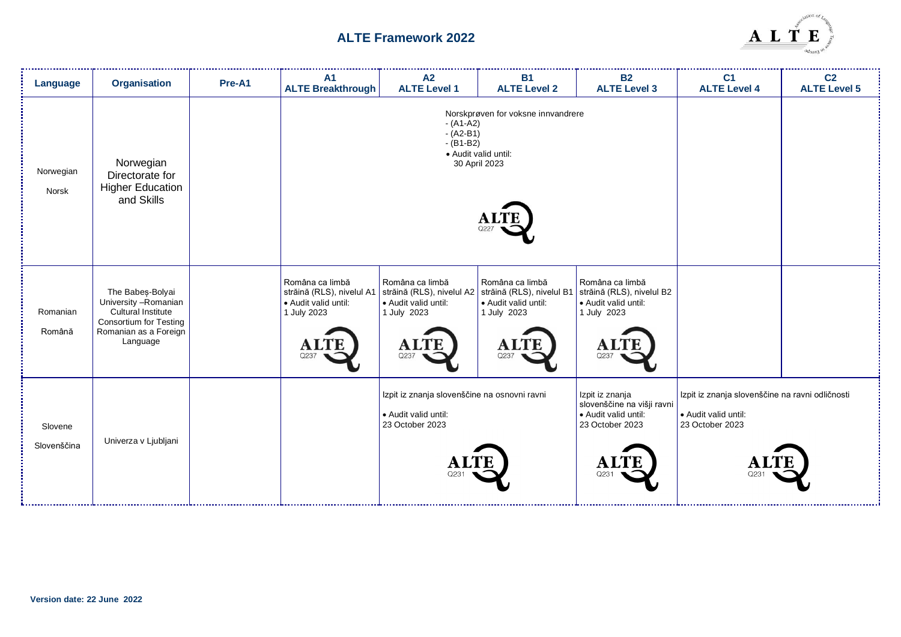# ALTE Framework 2022

| Language | Organisation | Pre-A1 | A1 ALTE Breakthrough | A2 ALTE Level 1 | B1 ALTE Level 2 | B2 ALTE Level 3 | C1 ALTE Level 4 | C2 ALTE Level 5 |
|---|---|---|---|---|---|---|---|---|
| Norwegian Norsk | Norwegian Directorate for Higher Education and Skills | | Norskprøven for voksne innvandrere - (A1-A2) - (A2-B1) - (B1-B2) • Audit valid until: 30 April 2023 ALTE Q227 | | | | | |
| Romanian Română | The Babeș-Bolyai University –Romanian Cultural Institute Consortium for Testing Romanian as a Foreign Language | | Româna ca limbă străină (RLS), nivelul A1 • Audit valid until: 1 July 2023 ALTE Q237 | Româna ca limbă străină (RLS), nivelul A2 • Audit valid until: 1 July 2023 ALTE Q237 | Româna ca limbă străină (RLS), nivelul B1 • Audit valid until: 1 July 2023 ALTE Q237 | Româna ca limbă străină (RLS), nivelul B2 • Audit valid until: 1 July 2023 ALTE Q237 | | |
| Slovene Slovenščina | Univerza v Ljubljani | | | Izpit iz znanja slovenščine na osnovni ravni • Audit valid until: 23 October 2023 ALTE Q231 | | Izpit iz znanja slovenščine na višji ravni • Audit valid until: 23 October 2023 ALTE Q231 | Izpit iz znanja slovenščine na ravni odličnosti • Audit valid until: 23 October 2023 ALTE Q231 | |

Version date: 22 June 2022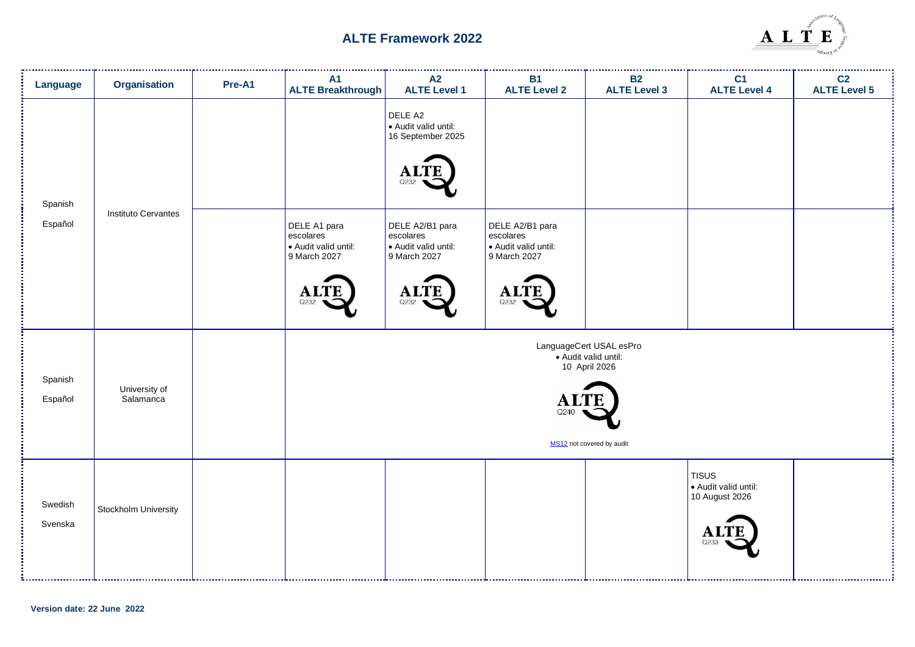## ALTE Framework 2022

| Language | Organisation | Pre-A1 | A1 ALTE Breakthrough | A2 ALTE Level 1 | B1 ALTE Level 2 | B2 ALTE Level 3 | C1 ALTE Level 4 | C2 ALTE Level 5 |
|---|---|---|---|---|---|---|---|---|
| Spanish Español | Instituto Cervantes | | | DELE A2 • Audit valid until: 16 September 2025 Q232 | | | | |
| | | | DELE A1 para escolares • Audit valid until: 9 March 2027 Q232 | DELE A2/B1 para escolares • Audit valid until: 9 March 2027 Q232 | DELE A2/B1 para escolares • Audit valid until: 9 March 2027 Q232 | | | |
| Spanish Español | University of Salamanca | | LanguageCert USAL esPro • Audit valid until: 10 April 2026 Q240 MS12 not covered by audit | | | | | |
| Swedish Svenska | Stockholm University | | | | | | TISUS • Audit valid until: 10 August 2026 Q233 | |

**Version date: 22 June 2022**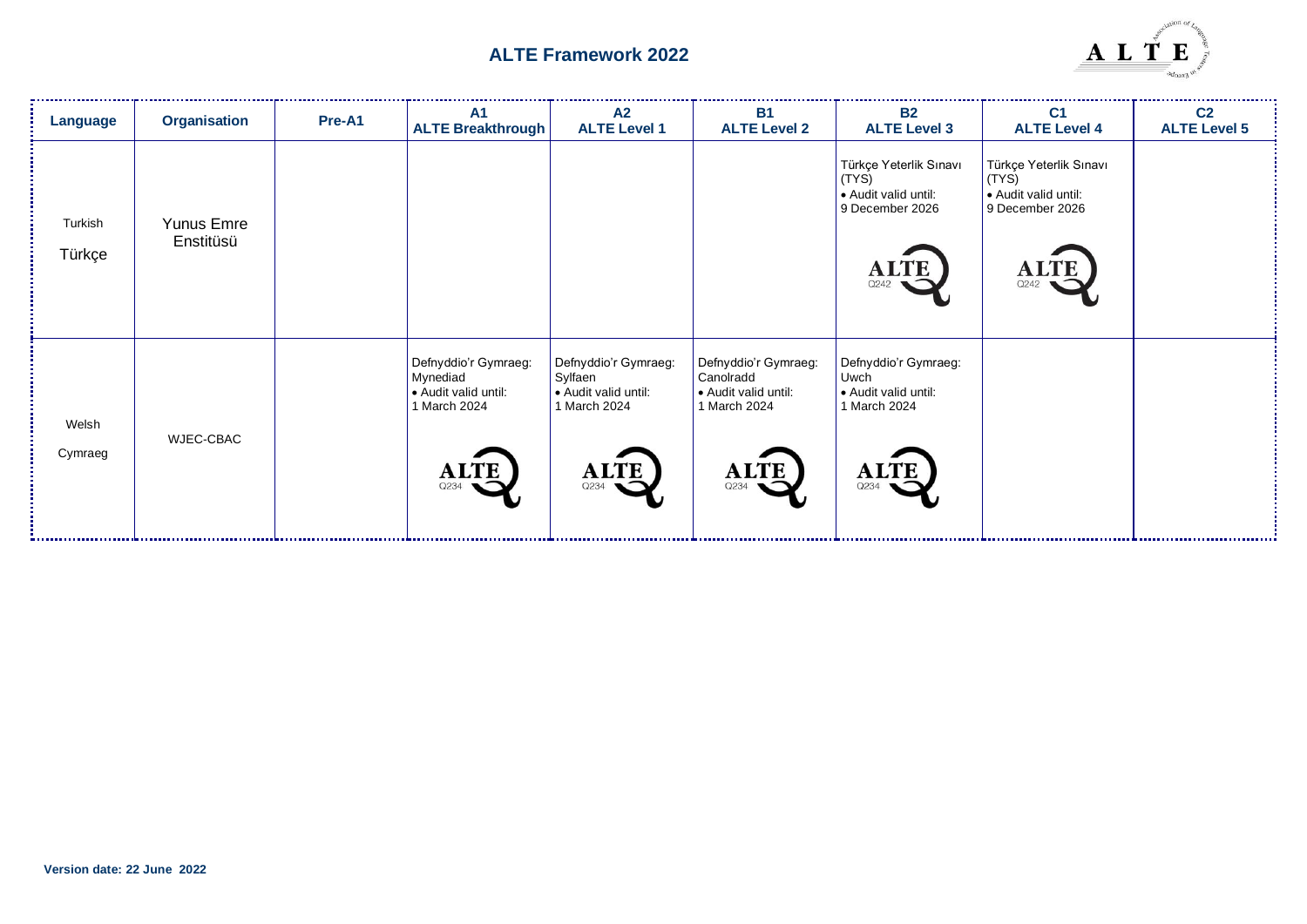## ALTE Framework 2022

| Language | Organisation | Pre-A1 | A1 ALTE Breakthrough | A2 ALTE Level 1 | B1 ALTE Level 2 | B2 ALTE Level 3 | C1 ALTE Level 4 | C2 ALTE Level 5 |
|---|---|---|---|---|---|---|---|---|
| Turkish Türkçe | Yunus Emre Enstitüsü | | | | | Türkçe Yeterlik Sınavı (TYS) • Audit valid until: 9 December 2026 ALTE Q242 | Türkçe Yeterlik Sınavı (TYS) • Audit valid until: 9 December 2026 ALTE Q242 | |
| Welsh Cymraeg | WJEC-CBAC | | Defnyddio'r Gymraeg: Mynediad • Audit valid until: 1 March 2024 ALTE Q234 | Defnyddio'r Gymraeg: Sylfaen • Audit valid until: 1 March 2024 ALTE Q234 | Defnyddio'r Gymraeg: Canolradd • Audit valid until: 1 March 2024 ALTE Q234 | Defnyddio'r Gymraeg: Uwch • Audit valid until: 1 March 2024 ALTE Q234 | | |

**Version date: 22 June 2022**